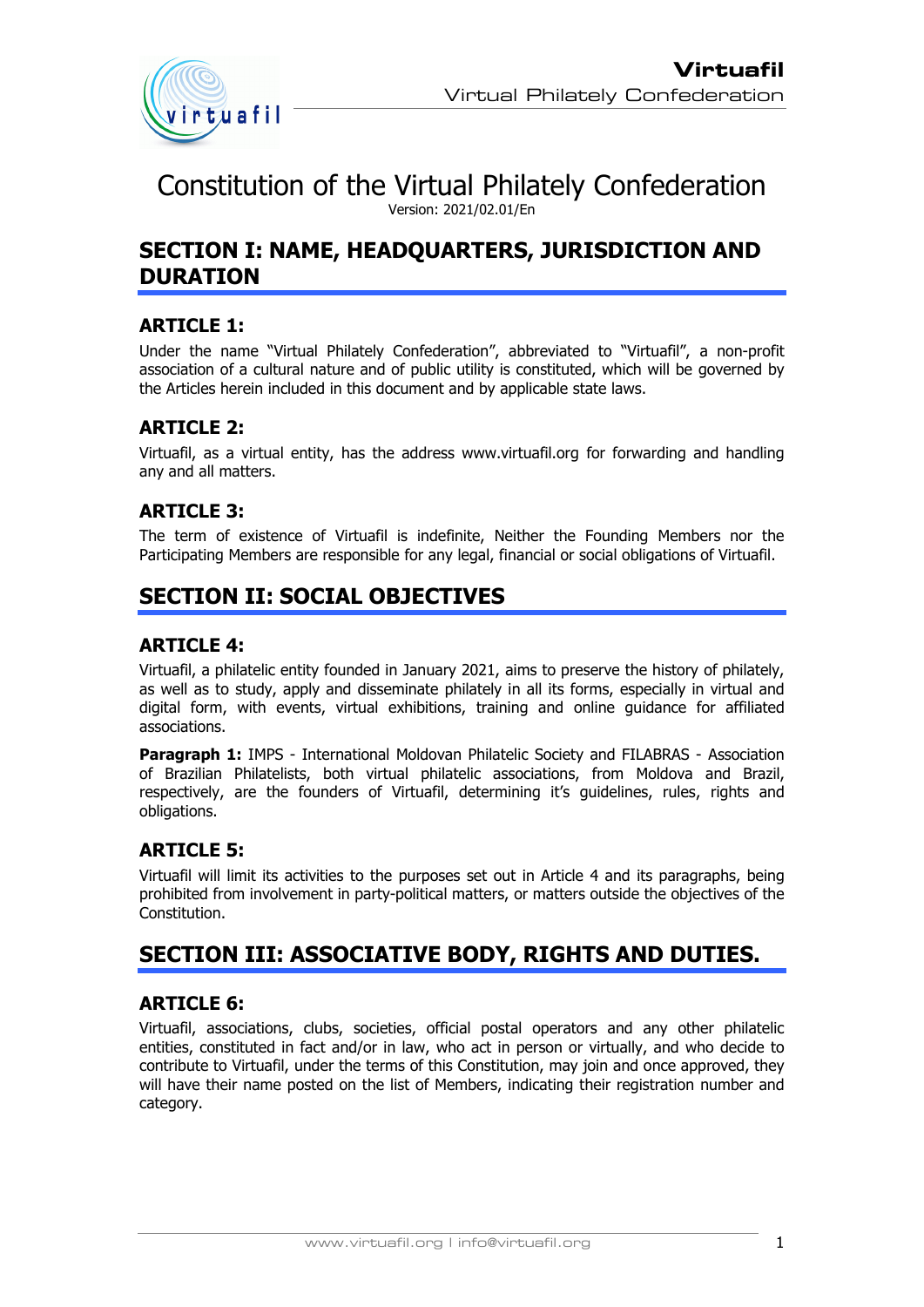# Constitution of the Virtual Philately Confederation

Version: 2021/02.01/En

## SECTION I: NAME, HEADQUARTERS, JURISDICTION AND DURATION

### ARTICLE 1:

Under the name “Virtual Philately Confederation”, abbreviated to “Virtuafil”, a non-profit association of a cultural nature and of public utility is constituted, which will be governed by the Articles herein included in this document and by applicable state laws.

### ARTICLE 2:

Virtuafil, as a virtual entity, has the address www.virtuafil.org for forwarding and handling any and all matters.

### ARTICLE 3:

The term of existence of Virtuafil is indefinite, Neither the Founding Members nor the Participating Members are responsible for any legal, financial or social obligations of Virtuafil.

## SECTION II: SOCIAL OBJECTIVES

### ARTICLE 4:

Virtuafil, a philatelic entity founded in January 2021, aims to preserve the history of philately, as well as to study, apply and disseminate philately in all its forms, especially in virtual and digital form, with events, virtual exhibitions, training and online guidance for affiliated associations.

**Paragraph 1:** IMPS - International Moldovan Philatelic Society and FILABRAS - Association of Brazilian Philatelists, both virtual philatelic associations, from Moldova and Brazil, respectively, are the founders of Virtuafil, determining it’s guidelines, rules, rights and obligations.

### ARTICLE 5:

Virtuafil will limit its activities to the purposes set out in Article 4 and its paragraphs, being prohibited from involvement in party-political matters, or matters outside the objectives of the Constitution.

## SECTION III: ASSOCIATIVE BODY, RIGHTS AND DUTIES.

### ARTICLE 6:

Virtuafil, associations, clubs, societies, official postal operators and any other philatelic entities, constituted in fact and/or in law, who act in person or virtually, and who decide to contribute to Virtuafil, under the terms of this Constitution, may join and once approved, they will have their name posted on the list of Members, indicating their registration number and category.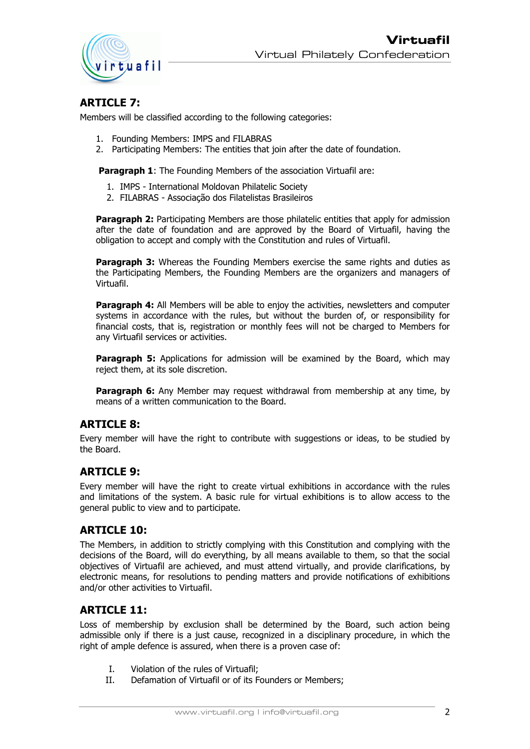## ARTICLE 7:

Members will be classified according to the following categories:

1. Founding Members: IMPS and FILABRAS
2. Participating Members: The entities that join after the date of foundation.

**Paragraph 1**: The Founding Members of the association Virtuafil are:

1. IMPS - International Moldovan Philatelic Society
2. FILABRAS - Associação dos Filatelistas Brasileiros

**Paragraph 2:** Participating Members are those philatelic entities that apply for admission after the date of foundation and are approved by the Board of Virtuafil, having the obligation to accept and comply with the Constitution and rules of Virtuafil.

**Paragraph 3:** Whereas the Founding Members exercise the same rights and duties as the Participating Members, the Founding Members are the organizers and managers of Virtuafil.

**Paragraph 4:** All Members will be able to enjoy the activities, newsletters and computer systems in accordance with the rules, but without the burden of, or responsibility for financial costs, that is, registration or monthly fees will not be charged to Members for any Virtuafil services or activities.

**Paragraph 5:** Applications for admission will be examined by the Board, which may reject them, at its sole discretion.

**Paragraph 6:** Any Member may request withdrawal from membership at any time, by means of a written communication to the Board.

## ARTICLE 8:

Every member will have the right to contribute with suggestions or ideas, to be studied by the Board.

## ARTICLE 9:

Every member will have the right to create virtual exhibitions in accordance with the rules and limitations of the system. A basic rule for virtual exhibitions is to allow access to the general public to view and to participate.

## ARTICLE 10:

The Members, in addition to strictly complying with this Constitution and complying with the decisions of the Board, will do everything, by all means available to them, so that the social objectives of Virtuafil are achieved, and must attend virtually, and provide clarifications, by electronic means, for resolutions to pending matters and provide notifications of exhibitions and/or other activities to Virtuafil.

## ARTICLE 11:

Loss of membership by exclusion shall be determined by the Board, such action being admissible only if there is a just cause, recognized in a disciplinary procedure, in which the right of ample defence is assured, when there is a proven case of:

I. Violation of the rules of Virtuafil;
II. Defamation of Virtuafil or of its Founders or Members;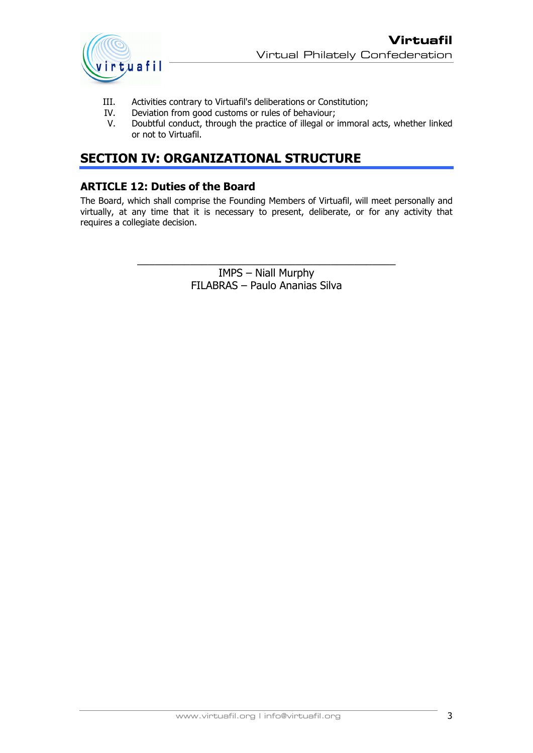III. Activities contrary to Virtuafil's deliberations or Constitution;
IV. Deviation from good customs or rules of behaviour;
V. Doubtful conduct, through the practice of illegal or immoral acts, whether linked or not to Virtuafil.

## SECTION IV: ORGANIZATIONAL STRUCTURE

### ARTICLE 12: Duties of the Board

The Board, which shall comprise the Founding Members of Virtuafil, will meet personally and virtually, at any time that it is necessary to present, deliberate, or for any activity that requires a collegiate decision.

\_\_\_\_\_\_\_\_\_\_\_\_\_\_\_\_\_\_\_\_\_\_\_\_\_\_\_\_\_\_\_\_\_\_\_\_\_\_\_\_\_\_

IMPS – Niall Murphy
FILABRAS – Paulo Ananias Silva